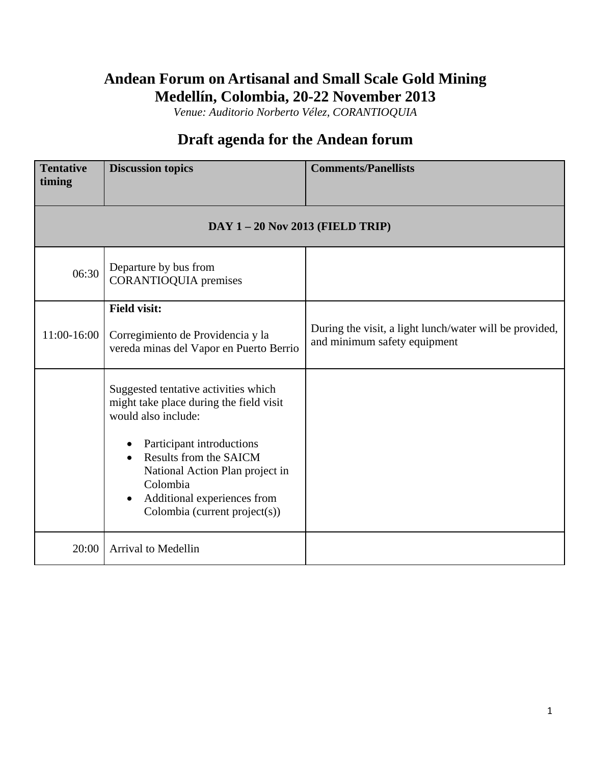# Andean Forum on Artisanal and Small Scale Gold Mining
# Medellín, Colombia, 20-22 November 2013

*Venue: Auditorio Norberto Vélez, CORANTIOQUIA*

## Draft agenda for the Andean forum

| Tentative timing | Discussion topics | Comments/Panellists |
|---|---|---|
| **DAY 1 – 20 Nov 2013 (FIELD TRIP)** | | |
| 06:30 | Departure by bus from CORANTIOQUIA premises | |
| 11:00-16:00 | **Field visit:**<br><br>Corregimiento de Providencia y la vereda minas del Vapor en Puerto Berrio | During the visit, a light lunch/water will be provided, and minimum safety equipment |
| | Suggested tentative activities which might take place during the field visit would also include:<br><br>• Participant introductions<br>• Results from the SAICM National Action Plan project in Colombia<br>• Additional experiences from Colombia (current project(s)) | |
| 20:00 | Arrival to Medellin | |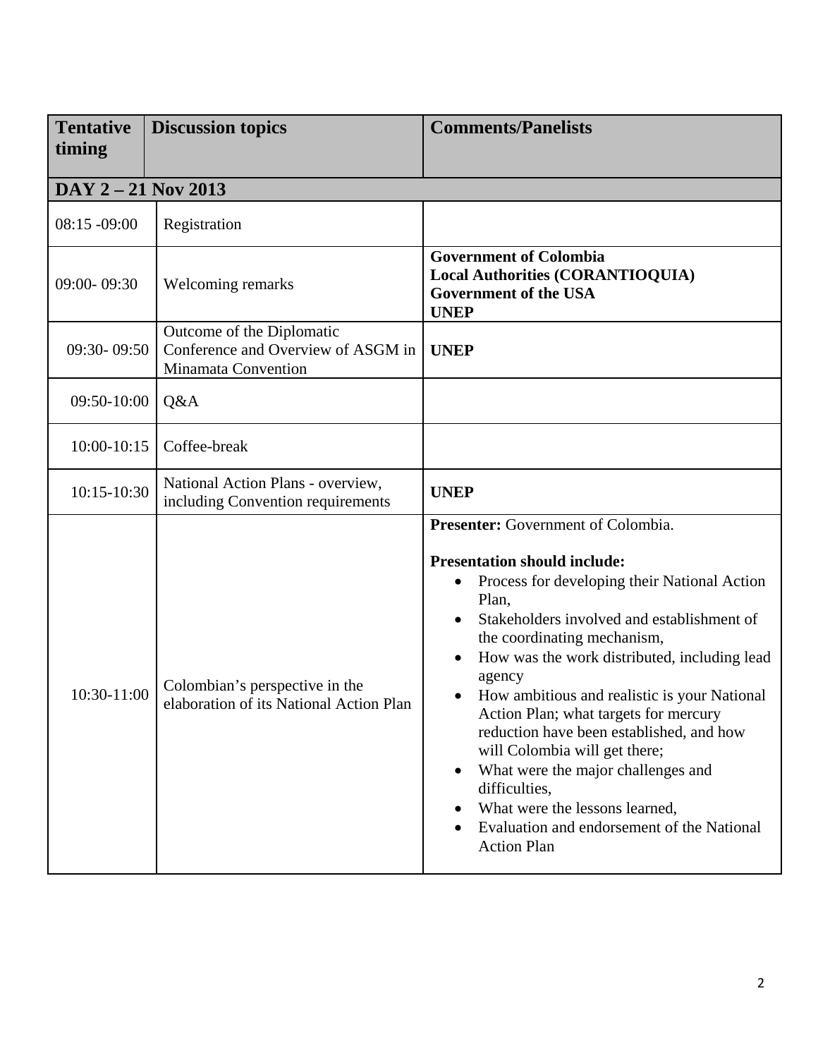| Tentative timing | Discussion topics | Comments/Panelists |
|---|---|---|
| **DAY 2 – 21 Nov 2013** | | |
| 08:15 -09:00 | Registration | |
| 09:00- 09:30 | Welcoming remarks | **Government of Colombia**<br>**Local Authorities (CORANTIOQUIA)**<br>**Government of the USA**<br>**UNEP** |
| 09:30- 09:50 | Outcome of the Diplomatic Conference and Overview of ASGM in Minamata Convention | **UNEP** |
| 09:50-10:00 | Q&A | |
| 10:00-10:15 | Coffee-break | |
| 10:15-10:30 | National Action Plans - overview, including Convention requirements | **UNEP** |
| 10:30-11:00 | Colombian's perspective in the elaboration of its National Action Plan | **Presenter:** Government of Colombia.<br><br>**Presentation should include:**<br>• Process for developing their National Action Plan,<br>• Stakeholders involved and establishment of the coordinating mechanism,<br>• How was the work distributed, including lead agency<br>• How ambitious and realistic is your National Action Plan; what targets for mercury reduction have been established, and how will Colombia will get there;<br>• What were the major challenges and difficulties,<br>• What were the lessons learned,<br>• Evaluation and endorsement of the National Action Plan |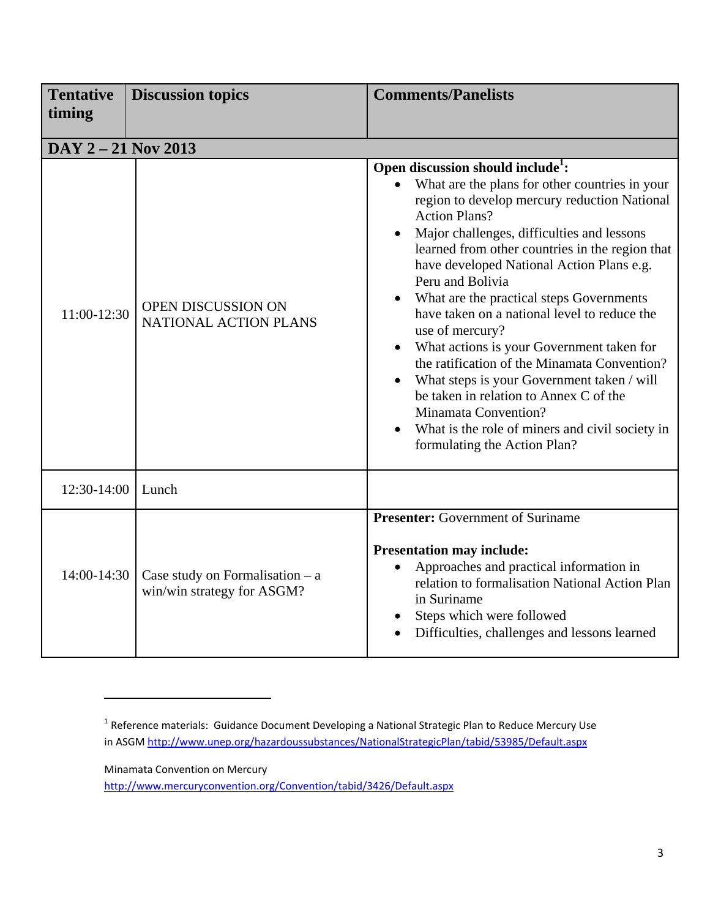| Tentative timing | Discussion topics | Comments/Panelists |
|---|---|---|
| **DAY 2 – 21 Nov 2013** | | |
| 11:00-12:30 | OPEN DISCUSSION ON NATIONAL ACTION PLANS | **Open discussion should include[1]:**<br>• What are the plans for other countries in your region to develop mercury reduction National Action Plans?<br>• Major challenges, difficulties and lessons learned from other countries in the region that have developed National Action Plans e.g. Peru and Bolivia<br>• What are the practical steps Governments have taken on a national level to reduce the use of mercury?<br>• What actions is your Government taken for the ratification of the Minamata Convention?<br>• What steps is your Government taken / will be taken in relation to Annex C of the Minamata Convention?<br>• What is the role of miners and civil society in formulating the Action Plan? |
| 12:30-14:00 | Lunch | |
| 14:00-14:30 | Case study on Formalisation – a win/win strategy for ASGM? | **Presenter:** Government of Suriname<br><br>**Presentation may include:**<br>• Approaches and practical information in relation to formalisation National Action Plan in Suriname<br>• Steps which were followed<br>• Difficulties, challenges and lessons learned |

[1] Reference materials: Guidance Document Developing a National Strategic Plan to Reduce Mercury Use in ASGM http://www.unep.org/hazardoussubstances/NationalStrategicPlan/tabid/53985/Default.aspx

Minamata Convention on Mercury
http://www.mercuryconvention.org/Convention/tabid/3426/Default.aspx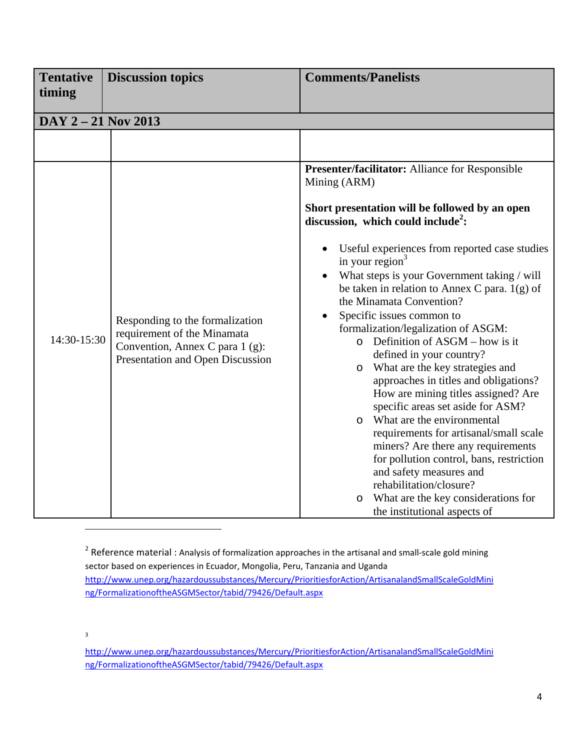| Tentative timing | Discussion topics | Comments/Panelists |
|---|---|---|
| **DAY 2 – 21 Nov 2013** | | |
| | | |
| 14:30-15:30 | Responding to the formalization requirement of the Minamata Convention, Annex C para 1 (g): Presentation and Open Discussion | **Presenter/facilitator:** Alliance for Responsible Mining (ARM)<br><br>**Short presentation will be followed by an open discussion, which could include[2]:**<br><br>• Useful experiences from reported case studies in your region[3]<br>• What steps is your Government taking / will be taken in relation to Annex C para. 1(g) of the Minamata Convention?<br>• Specific issues common to formalization/legalization of ASGM:<br>  o Definition of ASGM – how is it defined in your country?<br>  o What are the key strategies and approaches in titles and obligations? How are mining titles assigned? Are specific areas set aside for ASM?<br>  o What are the environmental requirements for artisanal/small scale miners? Are there any requirements for pollution control, bans, restriction and safety measures and rehabilitation/closure?<br>  o What are the key considerations for the institutional aspects of |

[2] Reference material : Analysis of formalization approaches in the artisanal and small-scale gold mining sector based on experiences in Ecuador, Mongolia, Peru, Tanzania and Uganda http://www.unep.org/hazardoussubstances/Mercury/PrioritiesforAction/ArtisanalandSmallScaleGoldMining/FormalizationoftheASGMSector/tabid/79426/Default.aspx

[3] http://www.unep.org/hazardoussubstances/Mercury/PrioritiesforAction/ArtisanalandSmallScaleGoldMining/FormalizationoftheASGMSector/tabid/79426/Default.aspx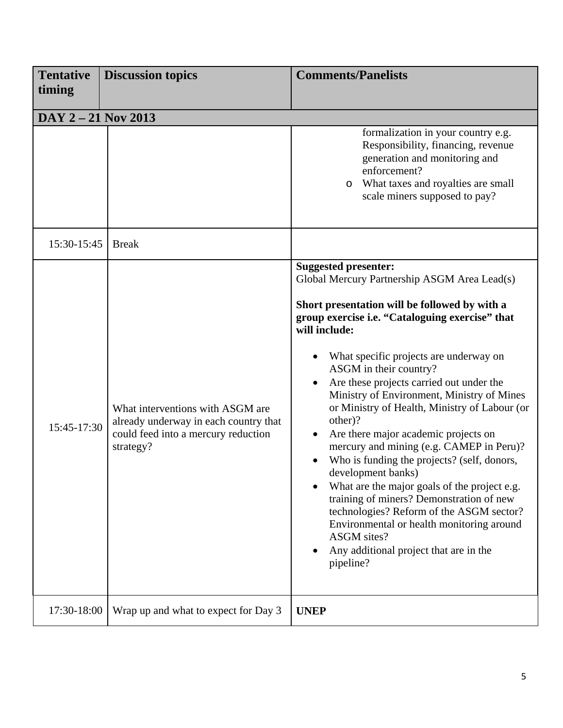| Tentative timing | Discussion topics | Comments/Panelists |
|---|---|---|
| **DAY 2 – 21 Nov 2013** | | |
| | | formalization in your country e.g. Responsibility, financing, revenue generation and monitoring and enforcement?<br>o What taxes and royalties are small scale miners supposed to pay? |
| 15:30-15:45 | Break | |
| 15:45-17:30 | What interventions with ASGM are already underway in each country that could feed into a mercury reduction strategy? | **Suggested presenter:**<br>Global Mercury Partnership ASGM Area Lead(s)<br><br>**Short presentation will be followed by with a group exercise i.e. "Cataloguing exercise" that will include:**<br><br>• What specific projects are underway on ASGM in their country?<br>• Are these projects carried out under the Ministry of Environment, Ministry of Mines or Ministry of Health, Ministry of Labour (or other)?<br>• Are there major academic projects on mercury and mining (e.g. CAMEP in Peru)?<br>• Who is funding the projects? (self, donors, development banks)<br>• What are the major goals of the project e.g. training of miners? Demonstration of new technologies? Reform of the ASGM sector? Environmental or health monitoring around ASGM sites?<br>• Any additional project that are in the pipeline? |
| 17:30-18:00 | Wrap up and what to expect for Day 3 | **UNEP** |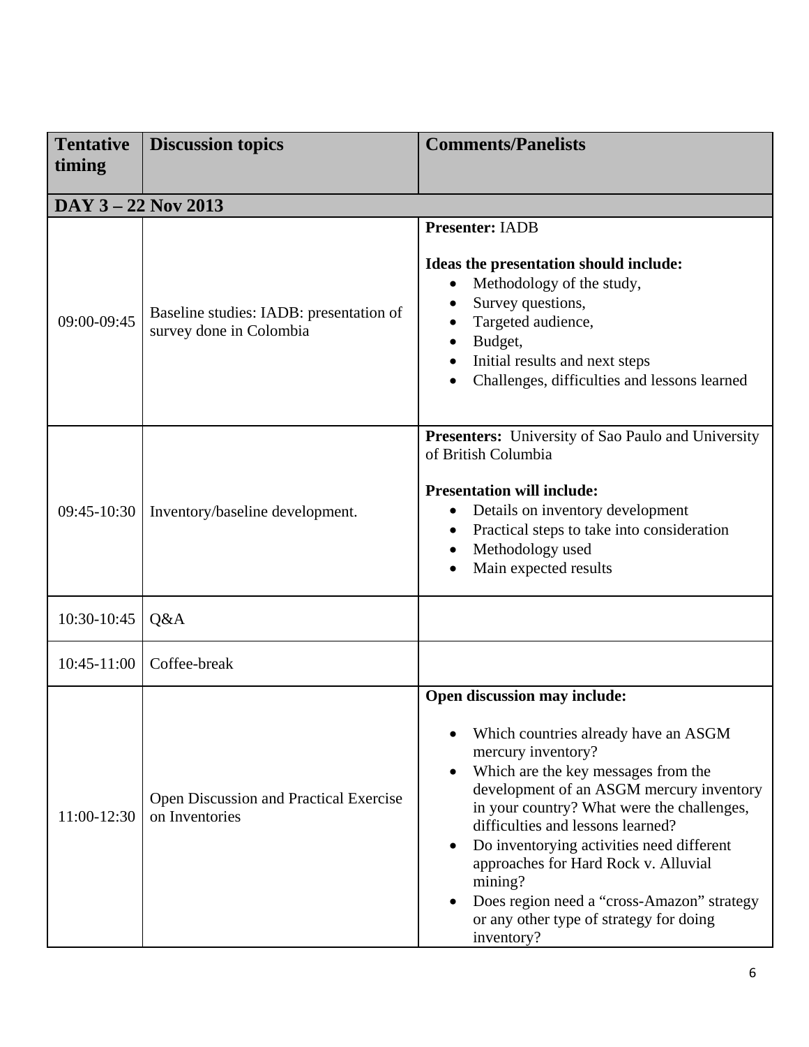| Tentative timing | Discussion topics | Comments/Panelists |
|---|---|---|
| **DAY 3 – 22 Nov 2013** | | |
| 09:00-09:45 | Baseline studies: IADB: presentation of survey done in Colombia | **Presenter:** IADB<br><br>**Ideas the presentation should include:**<br>• Methodology of the study,<br>• Survey questions,<br>• Targeted audience,<br>• Budget,<br>• Initial results and next steps<br>• Challenges, difficulties and lessons learned |
| 09:45-10:30 | Inventory/baseline development. | **Presenters:** University of Sao Paulo and University of British Columbia<br><br>**Presentation will include:**<br>• Details on inventory development<br>• Practical steps to take into consideration<br>• Methodology used<br>• Main expected results |
| 10:30-10:45 | Q&A | |
| 10:45-11:00 | Coffee-break | |
| 11:00-12:30 | Open Discussion and Practical Exercise on Inventories | **Open discussion may include:**<br><br>• Which countries already have an ASGM mercury inventory?<br>• Which are the key messages from the development of an ASGM mercury inventory in your country? What were the challenges, difficulties and lessons learned?<br>• Do inventorying activities need different approaches for Hard Rock v. Alluvial mining?<br>• Does region need a "cross-Amazon" strategy or any other type of strategy for doing inventory? |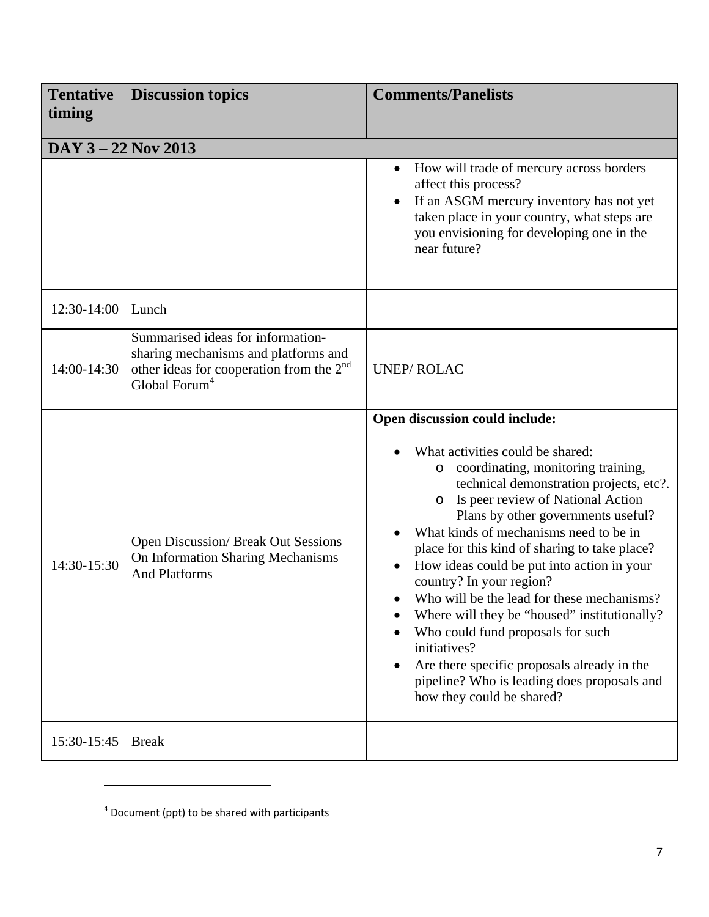| Tentative timing | Discussion topics | Comments/Panelists |
|---|---|---|
| **DAY 3 – 22 Nov 2013** | | |
| | | • How will trade of mercury across borders affect this process?<br>• If an ASGM mercury inventory has not yet taken place in your country, what steps are you envisioning for developing one in the near future? |
| 12:30-14:00 | Lunch | |
| 14:00-14:30 | Summarised ideas for information-sharing mechanisms and platforms and other ideas for cooperation from the 2nd Global Forum[4] | UNEP/ ROLAC |
| 14:30-15:30 | Open Discussion/ Break Out Sessions On Information Sharing Mechanisms And Platforms | **Open discussion could include:**<br>• What activities could be shared:<br>&nbsp;&nbsp;o coordinating, monitoring training, technical demonstration projects, etc?.<br>&nbsp;&nbsp;o Is peer review of National Action Plans by other governments useful?<br>• What kinds of mechanisms need to be in place for this kind of sharing to take place?<br>• How ideas could be put into action in your country? In your region?<br>• Who will be the lead for these mechanisms?<br>• Where will they be "housed" institutionally?<br>• Who could fund proposals for such initiatives?<br>• Are there specific proposals already in the pipeline? Who is leading does proposals and how they could be shared? |
| 15:30-15:45 | Break | |

[4] Document (ppt) to be shared with participants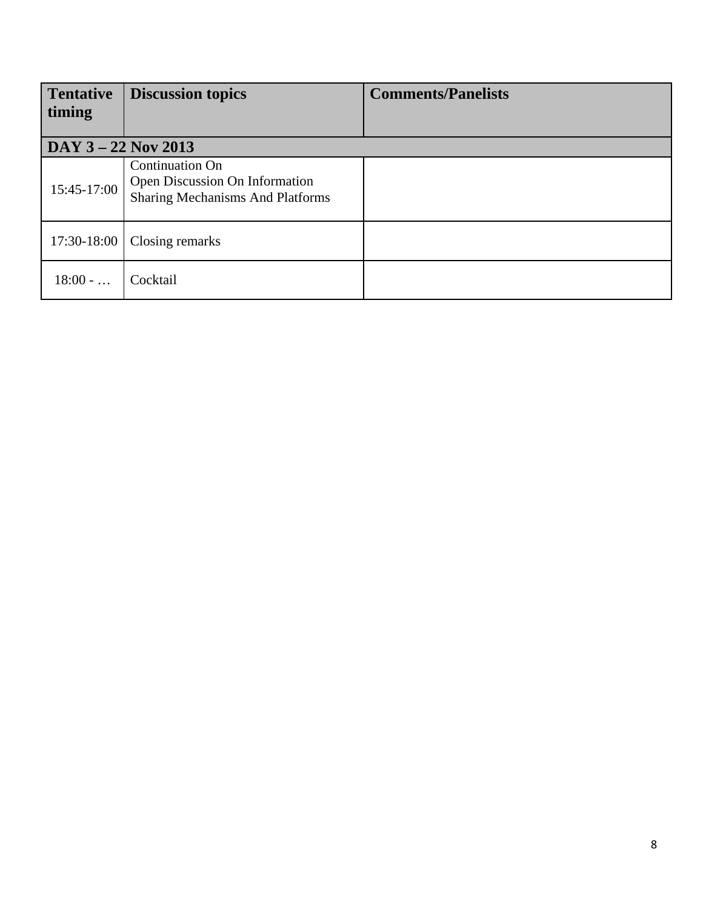| Tentative timing | Discussion topics | Comments/Panelists |
|---|---|---|
| **DAY 3 – 22 Nov 2013** | | |
| 15:45-17:00 | Continuation On Open Discussion On Information Sharing Mechanisms And Platforms | |
| 17:30-18:00 | Closing remarks | |
| 18:00 - … | Cocktail | |